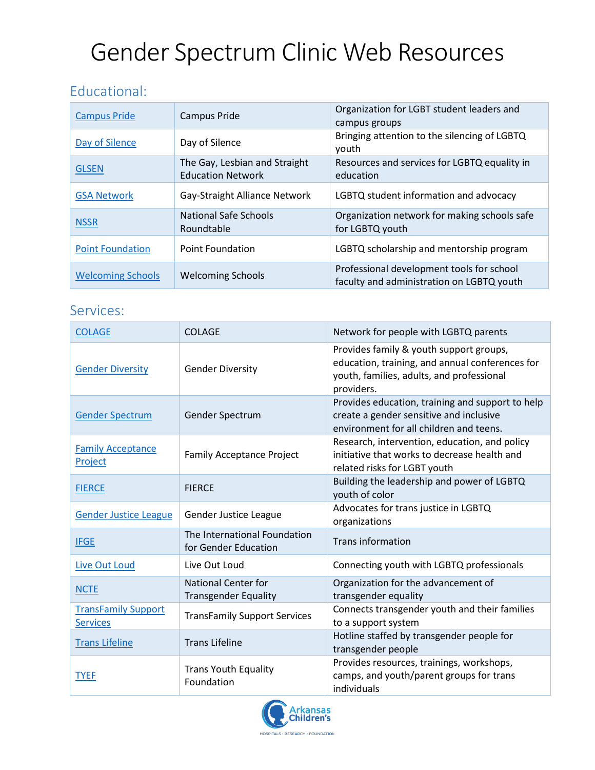# Gender Spectrum Clinic Web Resources

## Educational:

| | | |
|---|---|---|
| Campus Pride | Campus Pride | Organization for LGBT student leaders and campus groups |
| Day of Silence | Day of Silence | Bringing attention to the silencing of LGBTQ youth |
| GLSEN | The Gay, Lesbian and Straight Education Network | Resources and services for LGBTQ equality in education |
| GSA Network | Gay-Straight Alliance Network | LGBTQ student information and advocacy |
| NSSR | National Safe Schools Roundtable | Organization network for making schools safe for LGBTQ youth |
| Point Foundation | Point Foundation | LGBTQ scholarship and mentorship program |
| Welcoming Schools | Welcoming Schools | Professional development tools for school faculty and administration on LGBTQ youth |

## Services:

| | | |
|---|---|---|
| COLAGE | COLAGE | Network for people with LGBTQ parents |
| Gender Diversity | Gender Diversity | Provides family & youth support groups, education, training, and annual conferences for youth, families, adults, and professional providers. |
| Gender Spectrum | Gender Spectrum | Provides education, training and support to help create a gender sensitive and inclusive environment for all children and teens. |
| Family Acceptance Project | Family Acceptance Project | Research, intervention, education, and policy initiative that works to decrease health and related risks for LGBT youth |
| FIERCE | FIERCE | Building the leadership and power of LGBTQ youth of color |
| Gender Justice League | Gender Justice League | Advocates for trans justice in LGBTQ organizations |
| IFGE | The International Foundation for Gender Education | Trans information |
| Live Out Loud | Live Out Loud | Connecting youth with LGBTQ professionals |
| NCTE | National Center for Transgender Equality | Organization for the advancement of transgender equality |
| TransFamily Support Services | TransFamily Support Services | Connects transgender youth and their families to a support system |
| Trans Lifeline | Trans Lifeline | Hotline staffed by transgender people for transgender people |
| TYEF | Trans Youth Equality Foundation | Provides resources, trainings, workshops, camps, and youth/parent groups for trans individuals |

Arkansas Children's
HOSPITALS • RESEARCH • FOUNDATION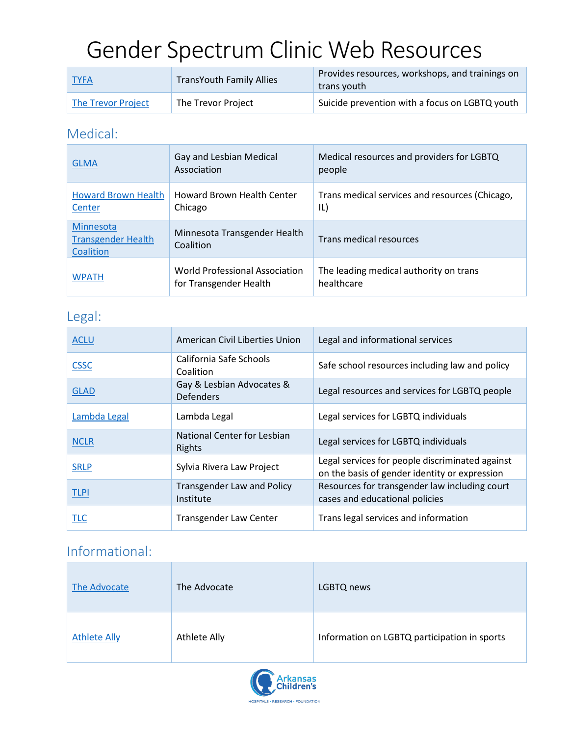# Gender Spectrum Clinic Web Resources

| | | |
|---|---|---|
| TYFA | TransYouth Family Allies | Provides resources, workshops, and trainings on trans youth |
| The Trevor Project | The Trevor Project | Suicide prevention with a focus on LGBTQ youth |

## Medical:

| | | |
|---|---|---|
| GLMA | Gay and Lesbian Medical Association | Medical resources and providers for LGBTQ people |
| Howard Brown Health Center | Howard Brown Health Center Chicago | Trans medical services and resources (Chicago, IL) |
| Minnesota Transgender Health Coalition | Minnesota Transgender Health Coalition | Trans medical resources |
| WPATH | World Professional Association for Transgender Health | The leading medical authority on trans healthcare |

## Legal:

| | | |
|---|---|---|
| ACLU | American Civil Liberties Union | Legal and informational services |
| CSSC | California Safe Schools Coalition | Safe school resources including law and policy |
| GLAD | Gay & Lesbian Advocates & Defenders | Legal resources and services for LGBTQ people |
| Lambda Legal | Lambda Legal | Legal services for LGBTQ individuals |
| NCLR | National Center for Lesbian Rights | Legal services for LGBTQ individuals |
| SRLP | Sylvia Rivera Law Project | Legal services for people discriminated against on the basis of gender identity or expression |
| TLPI | Transgender Law and Policy Institute | Resources for transgender law including court cases and educational policies |
| TLC | Transgender Law Center | Trans legal services and information |

## Informational:

| | | |
|---|---|---|
| The Advocate | The Advocate | LGBTQ news |
| Athlete Ally | Athlete Ally | Information on LGBTQ participation in sports |

Arkansas Children's
HOSPITALS • RESEARCH • FOUNDATION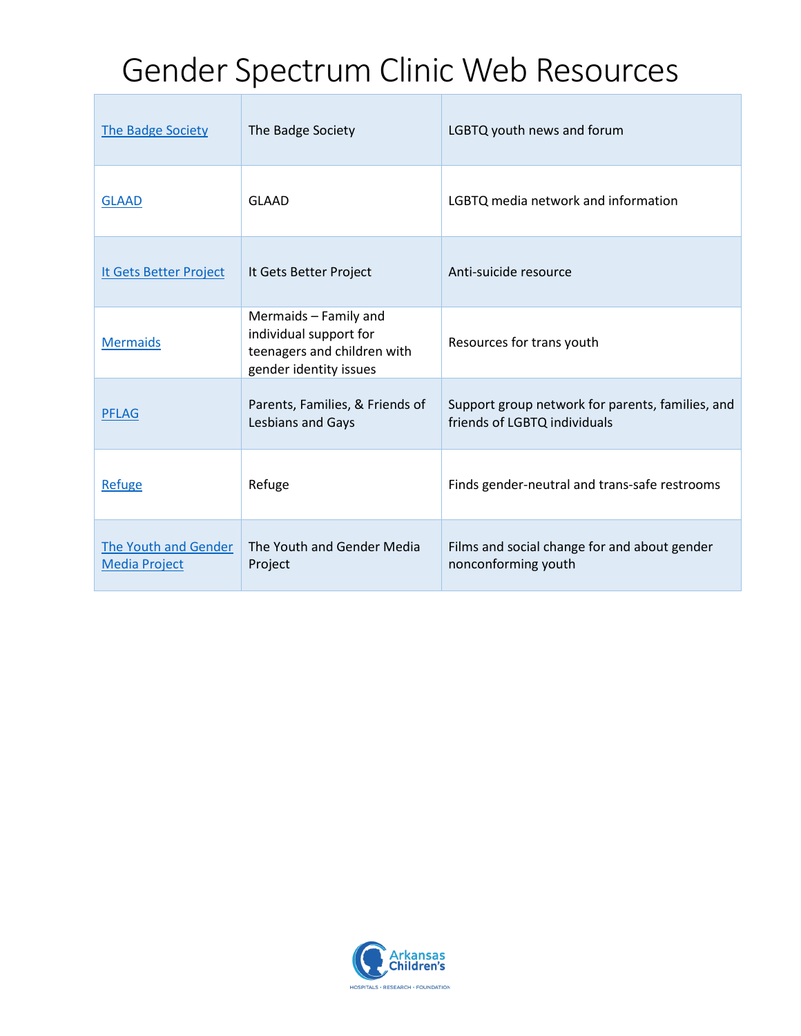# Gender Spectrum Clinic Web Resources

| | | |
|---|---|---|
| The Badge Society | The Badge Society | LGBTQ youth news and forum |
| GLAAD | GLAAD | LGBTQ media network and information |
| It Gets Better Project | It Gets Better Project | Anti-suicide resource |
| Mermaids | Mermaids – Family and individual support for teenagers and children with gender identity issues | Resources for trans youth |
| PFLAG | Parents, Families, & Friends of Lesbians and Gays | Support group network for parents, families, and friends of LGBTQ individuals |
| Refuge | Refuge | Finds gender-neutral and trans-safe restrooms |
| The Youth and Gender Media Project | The Youth and Gender Media Project | Films and social change for and about gender nonconforming youth |

Arkansas Children's

HOSPITALS • RESEARCH • FOUNDATION